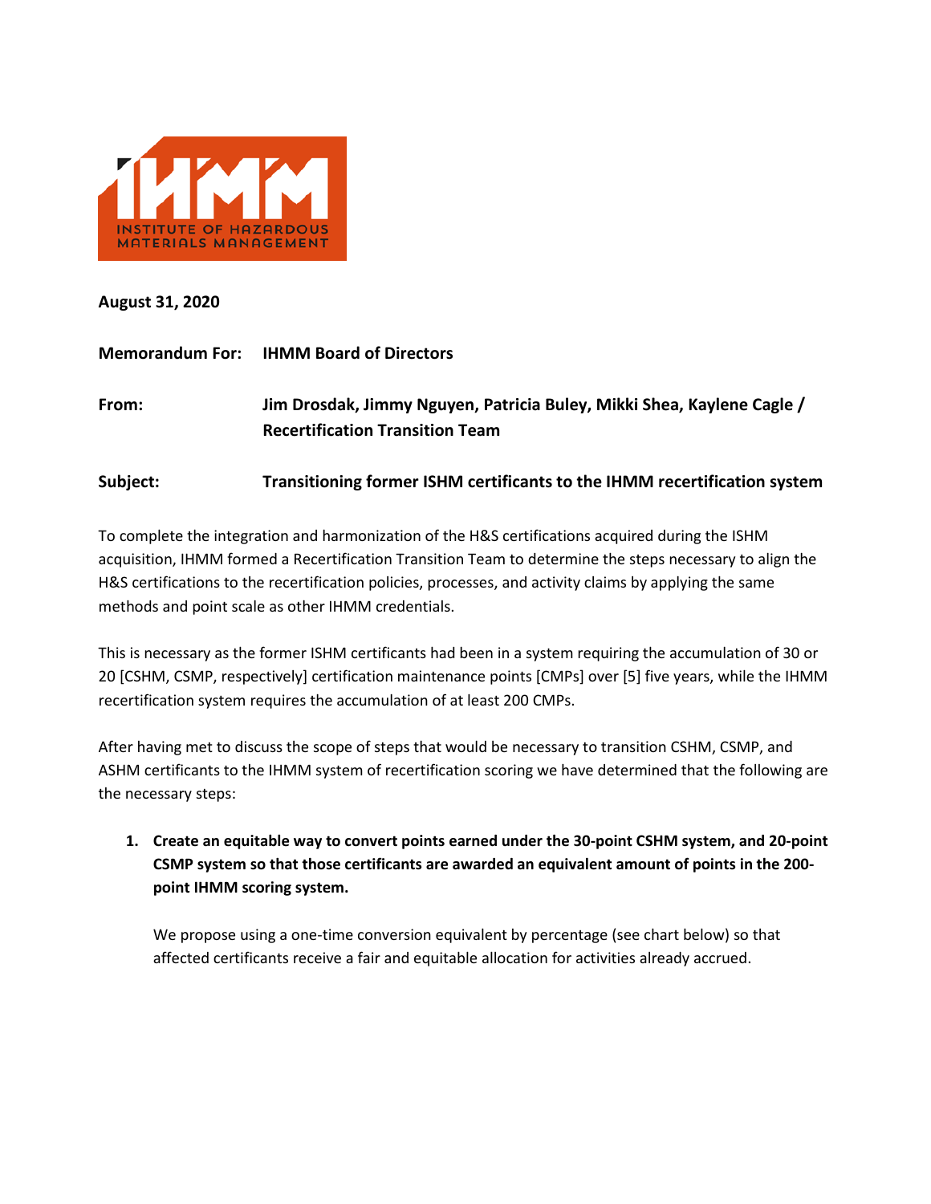**August 31, 2020**

**Memorandum For:** **IHMM Board of Directors**

**From:** **Jim Drosdak, Jimmy Nguyen, Patricia Buley, Mikki Shea, Kaylene Cagle / Recertification Transition Team**

**Subject:** **Transitioning former ISHM certificants to the IHMM recertification system**

To complete the integration and harmonization of the H&S certifications acquired during the ISHM acquisition, IHMM formed a Recertification Transition Team to determine the steps necessary to align the H&S certifications to the recertification policies, processes, and activity claims by applying the same methods and point scale as other IHMM credentials.

This is necessary as the former ISHM certificants had been in a system requiring the accumulation of 30 or 20 [CSHM, CSMP, respectively] certification maintenance points [CMPs] over [5] five years, while the IHMM recertification system requires the accumulation of at least 200 CMPs.

After having met to discuss the scope of steps that would be necessary to transition CSHM, CSMP, and ASHM certificants to the IHMM system of recertification scoring we have determined that the following are the necessary steps:

1. **Create an equitable way to convert points earned under the 30-point CSHM system, and 20-point CSMP system so that those certificants are awarded an equivalent amount of points in the 200-point IHMM scoring system.**

   We propose using a one-time conversion equivalent by percentage (see chart below) so that affected certificants receive a fair and equitable allocation for activities already accrued.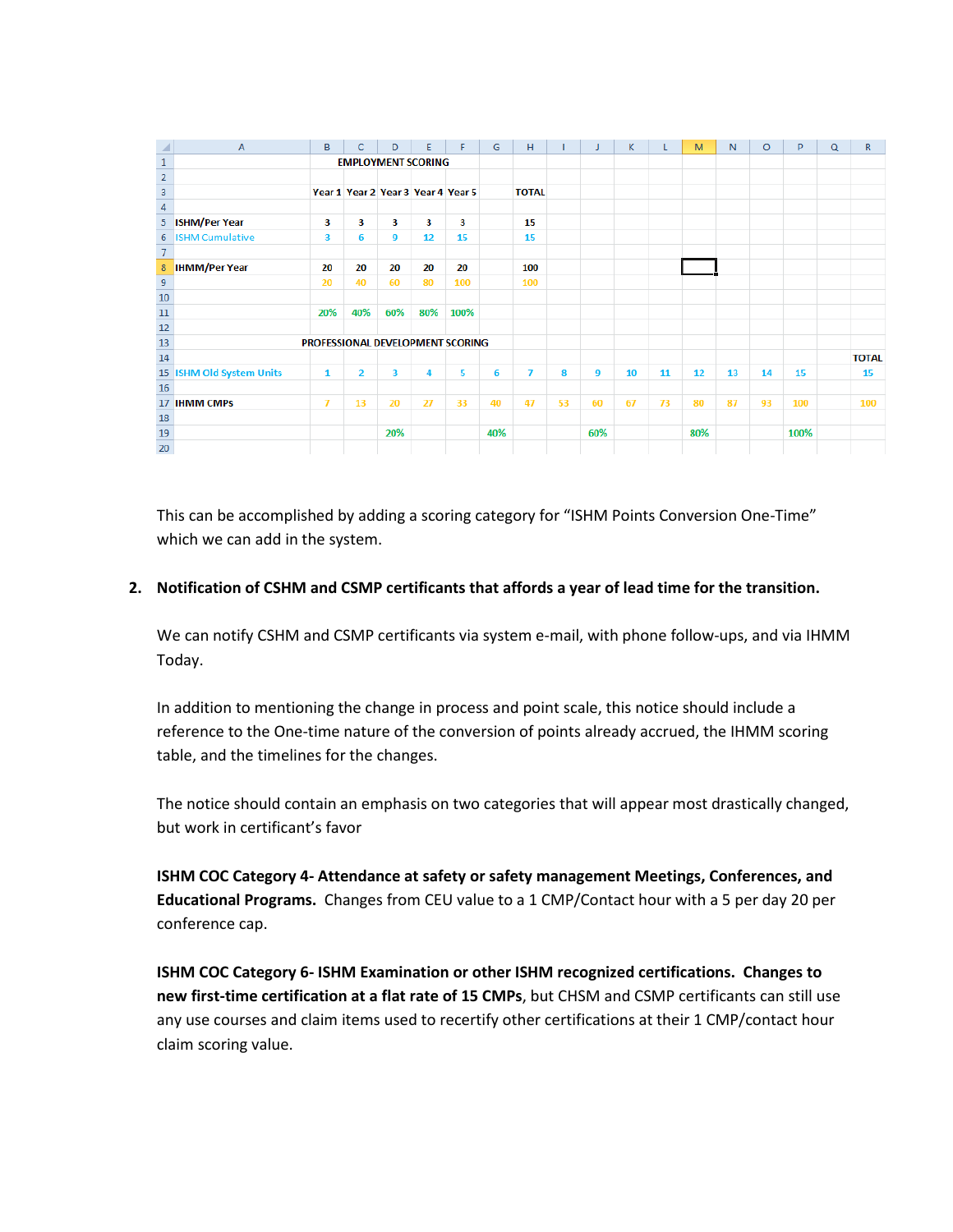| A | B | C | D | E | F | G | H | I | J | K | L | M | N | O | P | Q | R |
|---|---|---|---|---|---|---|---|---|---|---|---|---|---|---|---|---|---|
| | | | EMPLOYMENT SCORING | | | | | | | | | | | | | | |
| | Year 1 | Year 2 | Year 3 | Year 4 | Year 5 | | TOTAL | | | | | | | | | | |
| ISHM/Per Year | 3 | 3 | 3 | 3 | 3 | | 15 | | | | | | | | | | |
| ISHM Cumulative | 3 | 6 | 9 | 12 | 15 | | 15 | | | | | | | | | | |
| IHMM/Per Year | 20 | 20 | 20 | 20 | 20 | | 100 | | | | | | | | | | |
| | 20 | 40 | 60 | 80 | 100 | | 100 | | | | | | | | | | |
| | 20% | 40% | 60% | 80% | 100% | | | | | | | | | | | | |
| | | | PROFESSIONAL DEVELOPMENT SCORING | | | | | | | | | | | | | | |
| | | | | | | | | | | | | | | | | | TOTAL |
| ISHM Old System Units | 1 | 2 | 3 | 4 | 5 | 6 | 7 | 8 | 9 | 10 | 11 | 12 | 13 | 14 | 15 | | 15 |
| IHMM CMPs | 7 | 13 | 20 | 27 | 33 | 40 | 47 | 53 | 60 | 67 | 73 | 80 | 87 | 93 | 100 | | 100 |
| | | | 20% | | | 40% | | | 60% | | | 80% | | | 100% | | |

This can be accomplished by adding a scoring category for "ISHM Points Conversion One-Time" which we can add in the system.

**2. Notification of CSHM and CSMP certificants that affords a year of lead time for the transition.**

We can notify CSHM and CSMP certificants via system e-mail, with phone follow-ups, and via IHMM Today.

In addition to mentioning the change in process and point scale, this notice should include a reference to the One-time nature of the conversion of points already accrued, the IHMM scoring table, and the timelines for the changes.

The notice should contain an emphasis on two categories that will appear most drastically changed, but work in certificant's favor

**ISHM COC Category 4- Attendance at safety or safety management Meetings, Conferences, and Educational Programs.** Changes from CEU value to a 1 CMP/Contact hour with a 5 per day 20 per conference cap.

**ISHM COC Category 6- ISHM Examination or other ISHM recognized certifications. Changes to new first-time certification at a flat rate of 15 CMPs**, but CHSM and CSMP certificants can still use any use courses and claim items used to recertify other certifications at their 1 CMP/contact hour claim scoring value.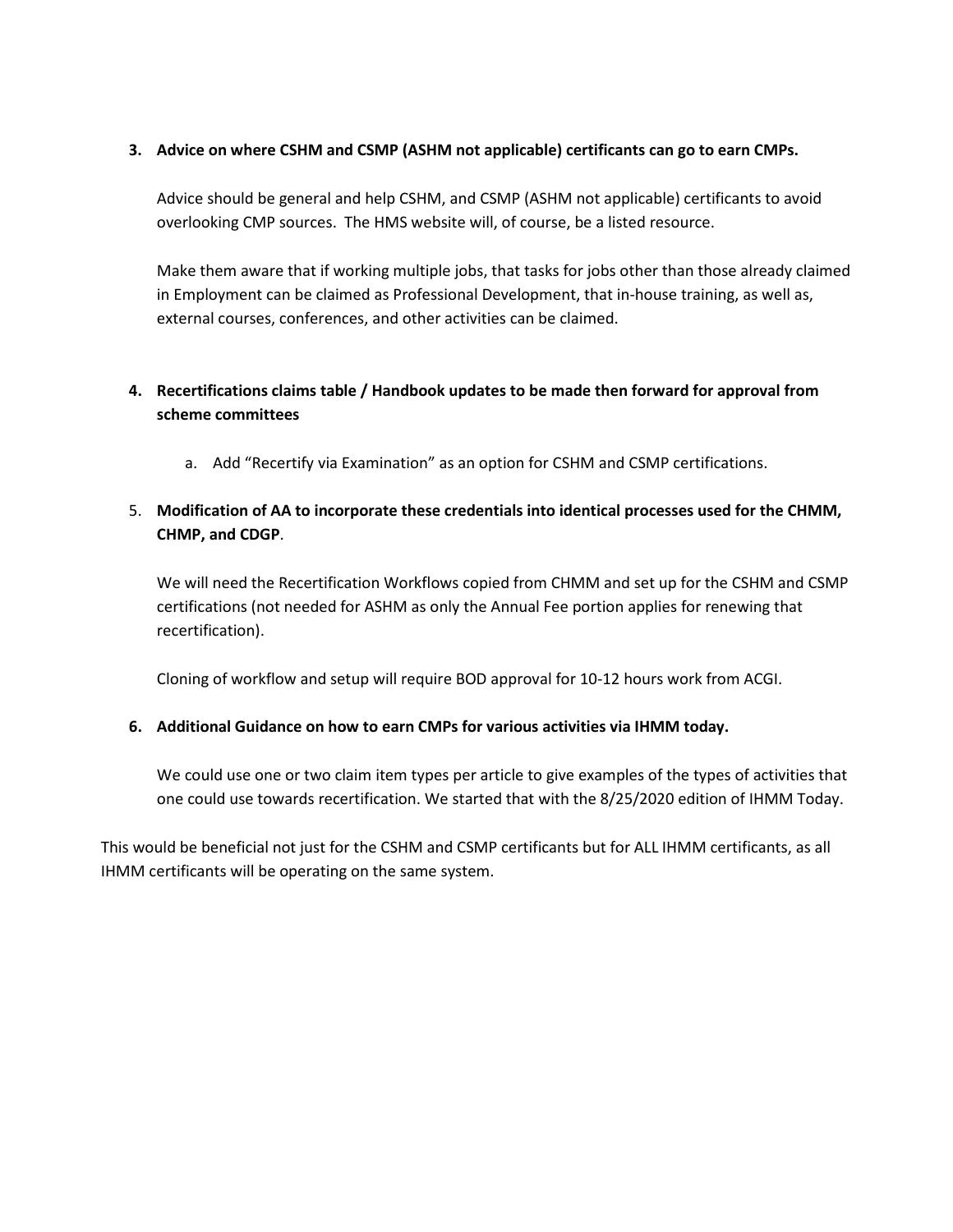3. **Advice on where CSHM and CSMP (ASHM not applicable) certificants can go to earn CMPs.**

   Advice should be general and help CSHM, and CSMP (ASHM not applicable) certificants to avoid overlooking CMP sources. The HMS website will, of course, be a listed resource.

   Make them aware that if working multiple jobs, that tasks for jobs other than those already claimed in Employment can be claimed as Professional Development, that in-house training, as well as, external courses, conferences, and other activities can be claimed.

4. **Recertifications claims table / Handbook updates to be made then forward for approval from scheme committees**

   a. Add "Recertify via Examination" as an option for CSHM and CSMP certifications.

5. **Modification of AA to incorporate these credentials into identical processes used for the CHMM, CHMP, and CDGP**.

   We will need the Recertification Workflows copied from CHMM and set up for the CSHM and CSMP certifications (not needed for ASHM as only the Annual Fee portion applies for renewing that recertification).

   Cloning of workflow and setup will require BOD approval for 10-12 hours work from ACGI.

6. **Additional Guidance on how to earn CMPs for various activities via IHMM today.**

   We could use one or two claim item types per article to give examples of the types of activities that one could use towards recertification. We started that with the 8/25/2020 edition of IHMM Today.

This would be beneficial not just for the CSHM and CSMP certificants but for ALL IHMM certificants, as all IHMM certificants will be operating on the same system.